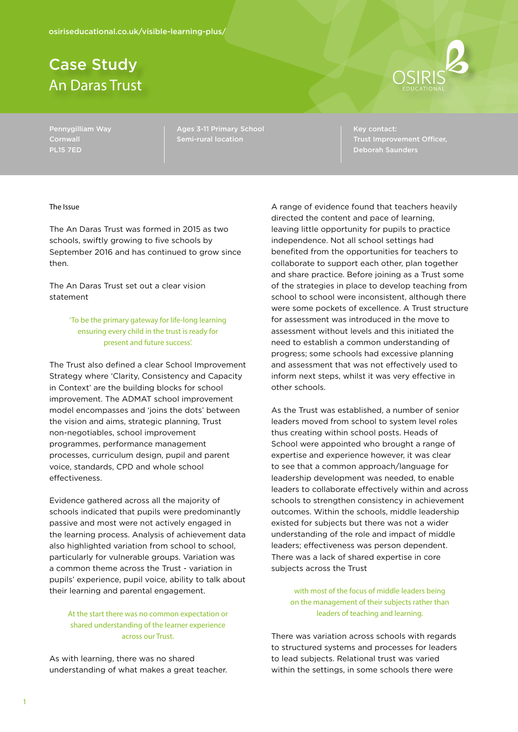osiriseducational.co.uk/visible-learning-plus/

# Case Study
## An Daras Trust

Pennygilliam Way
Cornwall
PL15 7ED

Ages 3-11 Primary School
Semi-rural location

Key contact:
Trust Improvement Officer,
Deborah Saunders

### The Issue

The An Daras Trust was formed in 2015 as two schools, swiftly growing to five schools by September 2016 and has continued to grow since then.

The An Daras Trust set out a clear vision statement

> 'To be the primary gateway for life-long learning ensuring every child in the trust is ready for present and future success'.

The Trust also defined a clear School Improvement Strategy where 'Clarity, Consistency and Capacity in Context' are the building blocks for school improvement. The ADMAT school improvement model encompasses and 'joins the dots' between the vision and aims, strategic planning, Trust non-negotiables, school improvement programmes, performance management processes, curriculum design, pupil and parent voice, standards, CPD and whole school effectiveness.

Evidence gathered across all the majority of schools indicated that pupils were predominantly passive and most were not actively engaged in the learning process. Analysis of achievement data also highlighted variation from school to school, particularly for vulnerable groups. Variation was a common theme across the Trust - variation in pupils' experience, pupil voice, ability to talk about their learning and parental engagement.

> At the start there was no common expectation or shared understanding of the learner experience across our Trust.

As with learning, there was no shared understanding of what makes a great teacher. A range of evidence found that teachers heavily directed the content and pace of learning, leaving little opportunity for pupils to practice independence. Not all school settings had benefited from the opportunities for teachers to collaborate to support each other, plan together and share practice. Before joining as a Trust some of the strategies in place to develop teaching from school to school were inconsistent, although there were some pockets of excellence. A Trust structure for assessment was introduced in the move to assessment without levels and this initiated the need to establish a common understanding of progress; some schools had excessive planning and assessment that was not effectively used to inform next steps, whilst it was very effective in other schools.

As the Trust was established, a number of senior leaders moved from school to system level roles thus creating within school posts. Heads of School were appointed who brought a range of expertise and experience however, it was clear to see that a common approach/language for leadership development was needed, to enable leaders to collaborate effectively within and across schools to strengthen consistency in achievement outcomes. Within the schools, middle leadership existed for subjects but there was not a wider understanding of the role and impact of middle leaders; effectiveness was person dependent. There was a lack of shared expertise in core subjects across the Trust

> with most of the focus of middle leaders being on the management of their subjects rather than leaders of teaching and learning.

There was variation across schools with regards to structured systems and processes for leaders to lead subjects. Relational trust was varied within the settings, in some schools there were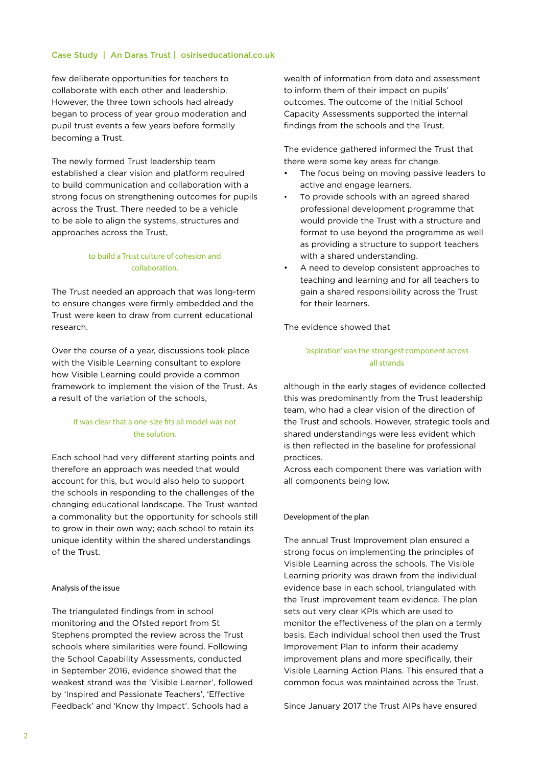few deliberate opportunities for teachers to collaborate with each other and leadership. However, the three town schools had already began to process of year group moderation and pupil trust events a few years before formally becoming a Trust.

The newly formed Trust leadership team established a clear vision and platform required to build communication and collaboration with a strong focus on strengthening outcomes for pupils across the Trust. There needed to be a vehicle to be able to align the systems, structures and approaches across the Trust,

> to build a Trust culture of cohesion and collaboration.

The Trust needed an approach that was long-term to ensure changes were firmly embedded and the Trust were keen to draw from current educational research.

Over the course of a year, discussions took place with the Visible Learning consultant to explore how Visible Learning could provide a common framework to implement the vision of the Trust. As a result of the variation of the schools,

> it was clear that a one-size fits all model was not the solution.

Each school had very different starting points and therefore an approach was needed that would account for this, but would also help to support the schools in responding to the challenges of the changing educational landscape. The Trust wanted a commonality but the opportunity for schools still to grow in their own way; each school to retain its unique identity within the shared understandings of the Trust.

### Analysis of the issue

The triangulated findings from in school monitoring and the Ofsted report from St Stephens prompted the review across the Trust schools where similarities were found. Following the School Capability Assessments, conducted in September 2016, evidence showed that the weakest strand was the 'Visible Learner', followed by 'Inspired and Passionate Teachers', 'Effective Feedback' and 'Know thy Impact'. Schools had a wealth of information from data and assessment to inform them of their impact on pupils' outcomes. The outcome of the Initial School Capacity Assessments supported the internal findings from the schools and the Trust.

The evidence gathered informed the Trust that there were some key areas for change.

- The focus being on moving passive leaders to active and engage learners.
- To provide schools with an agreed shared professional development programme that would provide the Trust with a structure and format to use beyond the programme as well as providing a structure to support teachers with a shared understanding.
- A need to develop consistent approaches to teaching and learning and for all teachers to gain a shared responsibility across the Trust for their learners.

The evidence showed that

> 'aspiration' was the strongest component across all strands

although in the early stages of evidence collected this was predominantly from the Trust leadership team, who had a clear vision of the direction of the Trust and schools. However, strategic tools and shared understandings were less evident which is then reflected in the baseline for professional practices.
Across each component there was variation with all components being low.

### Development of the plan

The annual Trust Improvement plan ensured a strong focus on implementing the principles of Visible Learning across the schools. The Visible Learning priority was drawn from the individual evidence base in each school, triangulated with the Trust improvement team evidence. The plan sets out very clear KPIs which are used to monitor the effectiveness of the plan on a termly basis. Each individual school then used the Trust Improvement Plan to inform their academy improvement plans and more specifically, their Visible Learning Action Plans. This ensured that a common focus was maintained across the Trust.

Since January 2017 the Trust AIPs have ensured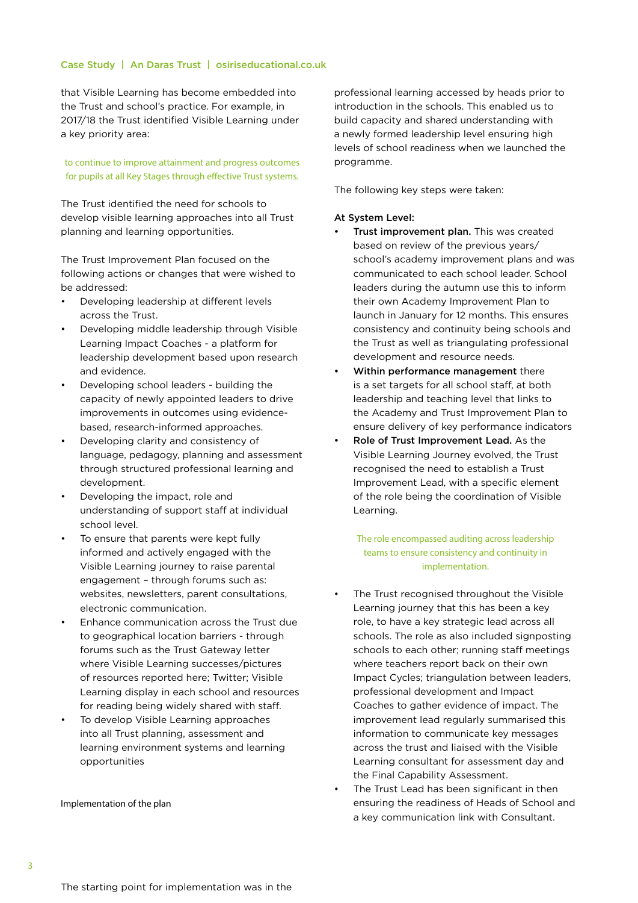that Visible Learning has become embedded into the Trust and school's practice. For example, in 2017/18 the Trust identified Visible Learning under a key priority area:

> to continue to improve attainment and progress outcomes for pupils at all Key Stages through effective Trust systems.

The Trust identified the need for schools to develop visible learning approaches into all Trust planning and learning opportunities.

The Trust Improvement Plan focused on the following actions or changes that were wished to be addressed:

- Developing leadership at different levels across the Trust.
- Developing middle leadership through Visible Learning Impact Coaches - a platform for leadership development based upon research and evidence.
- Developing school leaders - building the capacity of newly appointed leaders to drive improvements in outcomes using evidence-based, research-informed approaches.
- Developing clarity and consistency of language, pedagogy, planning and assessment through structured professional learning and development.
- Developing the impact, role and understanding of support staff at individual school level.
- To ensure that parents were kept fully informed and actively engaged with the Visible Learning journey to raise parental engagement – through forums such as: websites, newsletters, parent consultations, electronic communication.
- Enhance communication across the Trust due to geographical location barriers - through forums such as the Trust Gateway letter where Visible Learning successes/pictures of resources reported here; Twitter; Visible Learning display in each school and resources for reading being widely shared with staff.
- To develop Visible Learning approaches into all Trust planning, assessment and learning environment systems and learning opportunities

Implementation of the plan

The starting point for implementation was in the professional learning accessed by heads prior to introduction in the schools. This enabled us to build capacity and shared understanding with a newly formed leadership level ensuring high levels of school readiness when we launched the programme.

The following key steps were taken:

**At System Level:**

- **Trust improvement plan.** This was created based on review of the previous years/ school's academy improvement plans and was communicated to each school leader. School leaders during the autumn use this to inform their own Academy Improvement Plan to launch in January for 12 months. This ensures consistency and continuity being schools and the Trust as well as triangulating professional development and resource needs.
- **Within performance management** there is a set targets for all school staff, at both leadership and teaching level that links to the Academy and Trust Improvement Plan to ensure delivery of key performance indicators
- **Role of Trust Improvement Lead.** As the Visible Learning Journey evolved, the Trust recognised the need to establish a Trust Improvement Lead, with a specific element of the role being the coordination of Visible Learning.

> The role encompassed auditing across leadership teams to ensure consistency and continuity in implementation.

- The Trust recognised throughout the Visible Learning journey that this has been a key role, to have a key strategic lead across all schools. The role as also included signposting schools to each other; running staff meetings where teachers report back on their own Impact Cycles; triangulation between leaders, professional development and Impact Coaches to gather evidence of impact. The improvement lead regularly summarised this information to communicate key messages across the trust and liaised with the Visible Learning consultant for assessment day and the Final Capability Assessment.
- The Trust Lead has been significant in then ensuring the readiness of Heads of School and a key communication link with Consultant.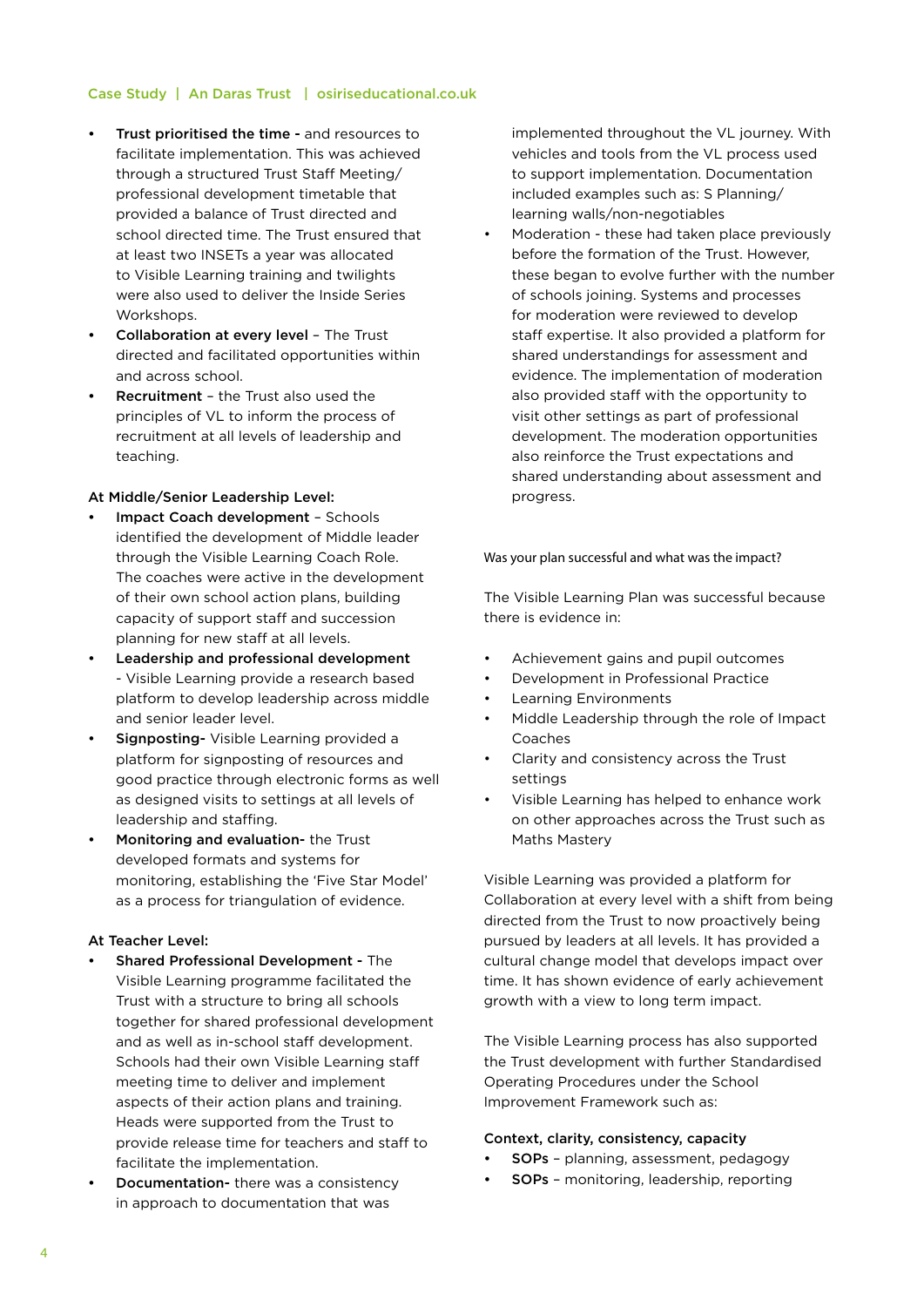- **Trust prioritised the time -** and resources to facilitate implementation. This was achieved through a structured Trust Staff Meeting/ professional development timetable that provided a balance of Trust directed and school directed time. The Trust ensured that at least two INSETs a year was allocated to Visible Learning training and twilights were also used to deliver the Inside Series Workshops.
- **Collaboration at every level** – The Trust directed and facilitated opportunities within and across school.
- **Recruitment** – the Trust also used the principles of VL to inform the process of recruitment at all levels of leadership and teaching.

**At Middle/Senior Leadership Level:**

- **Impact Coach development** – Schools identified the development of Middle leader through the Visible Learning Coach Role. The coaches were active in the development of their own school action plans, building capacity of support staff and succession planning for new staff at all levels.
- **Leadership and professional development** - Visible Learning provide a research based platform to develop leadership across middle and senior leader level.
- **Signposting-** Visible Learning provided a platform for signposting of resources and good practice through electronic forms as well as designed visits to settings at all levels of leadership and staffing.
- **Monitoring and evaluation-** the Trust developed formats and systems for monitoring, establishing the 'Five Star Model' as a process for triangulation of evidence.

**At Teacher Level:**

- **Shared Professional Development -** The Visible Learning programme facilitated the Trust with a structure to bring all schools together for shared professional development and as well as in-school staff development. Schools had their own Visible Learning staff meeting time to deliver and implement aspects of their action plans and training. Heads were supported from the Trust to provide release time for teachers and staff to facilitate the implementation.
- **Documentation-** there was a consistency in approach to documentation that was implemented throughout the VL journey. With vehicles and tools from the VL process used to support implementation. Documentation included examples such as: S Planning/ learning walls/non-negotiables
- Moderation - these had taken place previously before the formation of the Trust. However, these began to evolve further with the number of schools joining. Systems and processes for moderation were reviewed to develop staff expertise. It also provided a platform for shared understandings for assessment and evidence. The implementation of moderation also provided staff with the opportunity to visit other settings as part of professional development. The moderation opportunities also reinforce the Trust expectations and shared understanding about assessment and progress.

Was your plan successful and what was the impact?

The Visible Learning Plan was successful because there is evidence in:

- Achievement gains and pupil outcomes
- Development in Professional Practice
- Learning Environments
- Middle Leadership through the role of Impact Coaches
- Clarity and consistency across the Trust settings
- Visible Learning has helped to enhance work on other approaches across the Trust such as Maths Mastery

Visible Learning was provided a platform for Collaboration at every level with a shift from being directed from the Trust to now proactively being pursued by leaders at all levels. It has provided a cultural change model that develops impact over time. It has shown evidence of early achievement growth with a view to long term impact.

The Visible Learning process has also supported the Trust development with further Standardised Operating Procedures under the School Improvement Framework such as:

**Context, clarity, consistency, capacity**

- **SOPs** – planning, assessment, pedagogy
- **SOPs** – monitoring, leadership, reporting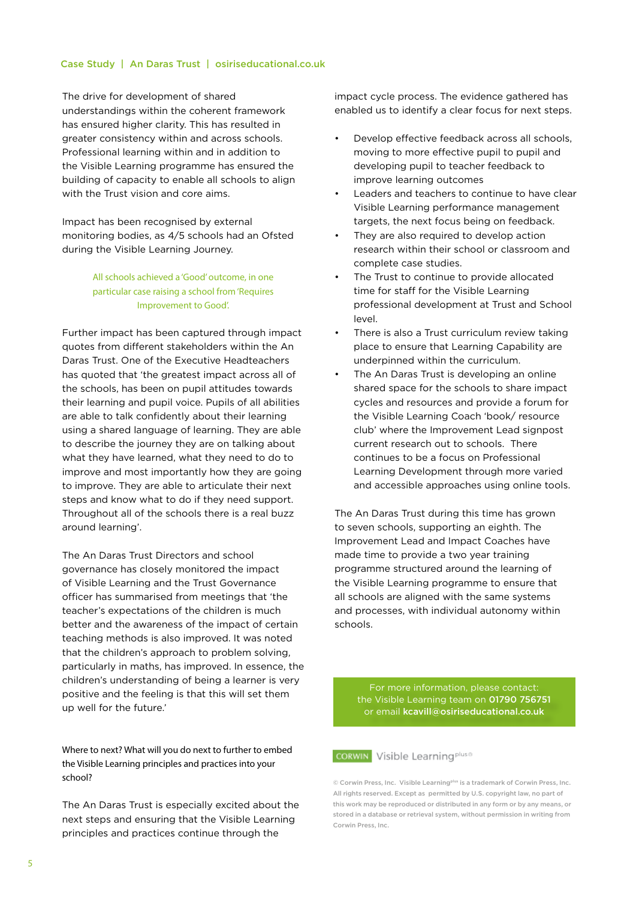The drive for development of shared understandings within the coherent framework has ensured higher clarity. This has resulted in greater consistency within and across schools. Professional learning within and in addition to the Visible Learning programme has ensured the building of capacity to enable all schools to align with the Trust vision and core aims.

Impact has been recognised by external monitoring bodies, as 4/5 schools had an Ofsted during the Visible Learning Journey.

> All schools achieved a 'Good' outcome, in one particular case raising a school from 'Requires Improvement to Good'.

Further impact has been captured through impact quotes from different stakeholders within the An Daras Trust. One of the Executive Headteachers has quoted that 'the greatest impact across all of the schools, has been on pupil attitudes towards their learning and pupil voice. Pupils of all abilities are able to talk confidently about their learning using a shared language of learning. They are able to describe the journey they are on talking about what they have learned, what they need to do to improve and most importantly how they are going to improve. They are able to articulate their next steps and know what to do if they need support. Throughout all of the schools there is a real buzz around learning'.

The An Daras Trust Directors and school governance has closely monitored the impact of Visible Learning and the Trust Governance officer has summarised from meetings that 'the teacher's expectations of the children is much better and the awareness of the impact of certain teaching methods is also improved. It was noted that the children's approach to problem solving, particularly in maths, has improved. In essence, the children's understanding of being a learner is very positive and the feeling is that this will set them up well for the future.'

Where to next? What will you do next to further to embed the Visible Learning principles and practices into your school?

The An Daras Trust is especially excited about the next steps and ensuring that the Visible Learning principles and practices continue through the impact cycle process. The evidence gathered has enabled us to identify a clear focus for next steps.

- Develop effective feedback across all schools, moving to more effective pupil to pupil and developing pupil to teacher feedback to improve learning outcomes
- Leaders and teachers to continue to have clear Visible Learning performance management targets, the next focus being on feedback.
- They are also required to develop action research within their school or classroom and complete case studies.
- The Trust to continue to provide allocated time for staff for the Visible Learning professional development at Trust and School level.
- There is also a Trust curriculum review taking place to ensure that Learning Capability are underpinned within the curriculum.
- The An Daras Trust is developing an online shared space for the schools to share impact cycles and resources and provide a forum for the Visible Learning Coach 'book/ resource club' where the Improvement Lead signpost current research out to schools. There continues to be a focus on Professional Learning Development through more varied and accessible approaches using online tools.

The An Daras Trust during this time has grown to seven schools, supporting an eighth. The Improvement Lead and Impact Coaches have made time to provide a two year training programme structured around the learning of the Visible Learning programme to ensure that all schools are aligned with the same systems and processes, with individual autonomy within schools.

For more information, please contact:
the Visible Learning team on **01790 756751**
or email **kcavill@osiriseducational.co.uk**

CORWIN Visible Learning[plus®]

© Corwin Press, Inc. Visible Learning[plus] is a trademark of Corwin Press, Inc. All rights reserved. Except as permitted by U.S. copyright law, no part of this work may be reproduced or distributed in any form or by any means, or stored in a database or retrieval system, without permission in writing from Corwin Press, Inc.